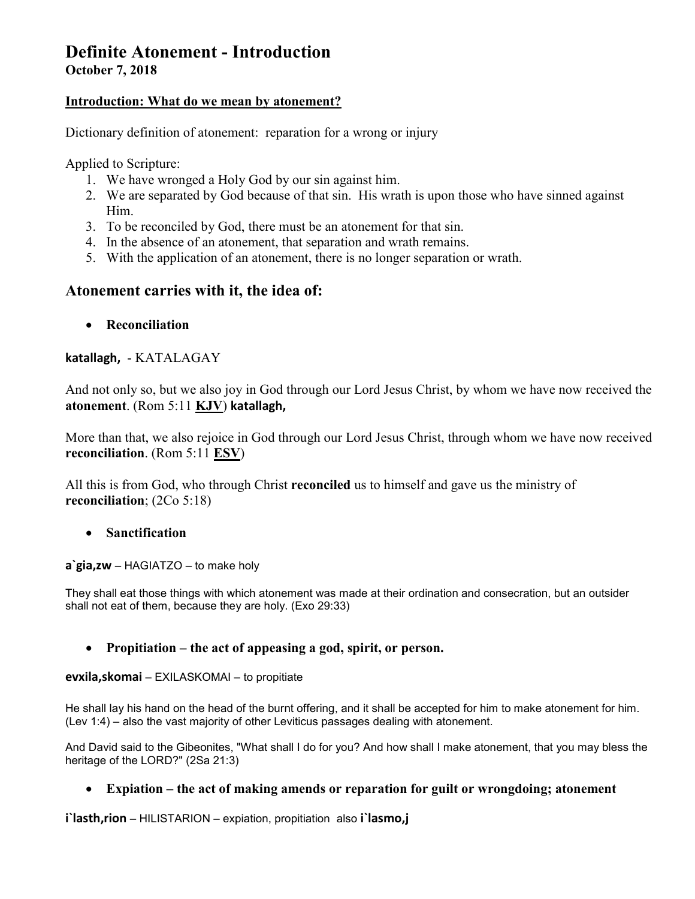# Definite Atonement - Introduction

**October 7, 2018**

**Introduction: What do we mean by atonement?**

Dictionary definition of atonement: reparation for a wrong or injury

Applied to Scripture:

1. We have wronged a Holy God by our sin against him.
2. We are separated by God because of that sin. His wrath is upon those who have sinned against Him.
3. To be reconciled by God, there must be an atonement for that sin.
4. In the absence of an atonement, that separation and wrath remains.
5. With the application of an atonement, there is no longer separation or wrath.

## Atonement carries with it, the idea of:

- **Reconciliation**

**katallagh,** - KATALAGAY

And not only so, but we also joy in God through our Lord Jesus Christ, by whom we have now received the **atonement**. (Rom 5:11 **KJV**) **katallagh,**

More than that, we also rejoice in God through our Lord Jesus Christ, through whom we have now received **reconciliation**. (Rom 5:11 **ESV**)

All this is from God, who through Christ **reconciled** us to himself and gave us the ministry of **reconciliation**; (2Co 5:18)

- **Sanctification**

**a`gia,zw** – HAGIATZO – to make holy

They shall eat those things with which atonement was made at their ordination and consecration, but an outsider shall not eat of them, because they are holy. (Exo 29:33)

- **Propitiation – the act of appeasing a god, spirit, or person.**

**evxila,skomai** – EXILASKOMAI – to propitiate

He shall lay his hand on the head of the burnt offering, and it shall be accepted for him to make atonement for him. (Lev 1:4) – also the vast majority of other Leviticus passages dealing with atonement.

And David said to the Gibeonites, "What shall I do for you? And how shall I make atonement, that you may bless the heritage of the LORD?" (2Sa 21:3)

- **Expiation – the act of making amends or reparation for guilt or wrongdoing; atonement**

**i`lasth,rion** – HILISTARION – expiation, propitiation also **i`lasmo,j**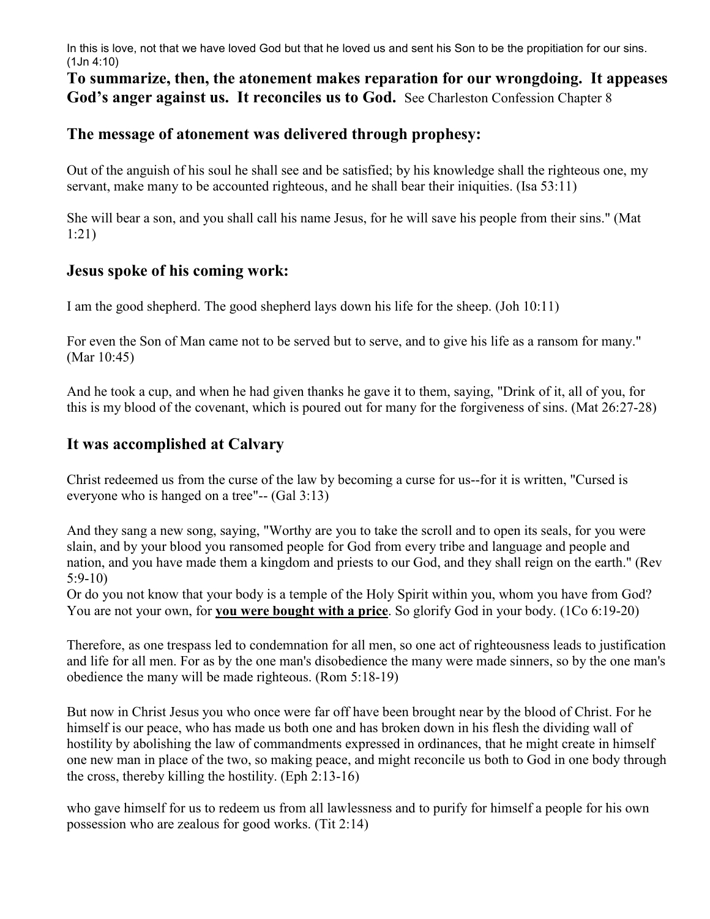In this is love, not that we have loved God but that he loved us and sent his Son to be the propitiation for our sins. (1Jn 4:10)

**To summarize, then, the atonement makes reparation for our wrongdoing. It appeases God's anger against us. It reconciles us to God.** See Charleston Confession Chapter 8

## The message of atonement was delivered through prophesy:

Out of the anguish of his soul he shall see and be satisfied; by his knowledge shall the righteous one, my servant, make many to be accounted righteous, and he shall bear their iniquities. (Isa 53:11)

She will bear a son, and you shall call his name Jesus, for he will save his people from their sins." (Mat 1:21)

## Jesus spoke of his coming work:

I am the good shepherd. The good shepherd lays down his life for the sheep. (Joh 10:11)

For even the Son of Man came not to be served but to serve, and to give his life as a ransom for many." (Mar 10:45)

And he took a cup, and when he had given thanks he gave it to them, saying, "Drink of it, all of you, for this is my blood of the covenant, which is poured out for many for the forgiveness of sins. (Mat 26:27-28)

## It was accomplished at Calvary

Christ redeemed us from the curse of the law by becoming a curse for us--for it is written, "Cursed is everyone who is hanged on a tree"-- (Gal 3:13)

And they sang a new song, saying, "Worthy are you to take the scroll and to open its seals, for you were slain, and by your blood you ransomed people for God from every tribe and language and people and nation, and you have made them a kingdom and priests to our God, and they shall reign on the earth." (Rev 5:9-10)
Or do you not know that your body is a temple of the Holy Spirit within you, whom you have from God? You are not your own, for **<u>you were bought with a price</u>**. So glorify God in your body. (1Co 6:19-20)

Therefore, as one trespass led to condemnation for all men, so one act of righteousness leads to justification and life for all men. For as by the one man's disobedience the many were made sinners, so by the one man's obedience the many will be made righteous. (Rom 5:18-19)

But now in Christ Jesus you who once were far off have been brought near by the blood of Christ. For he himself is our peace, who has made us both one and has broken down in his flesh the dividing wall of hostility by abolishing the law of commandments expressed in ordinances, that he might create in himself one new man in place of the two, so making peace, and might reconcile us both to God in one body through the cross, thereby killing the hostility. (Eph 2:13-16)

who gave himself for us to redeem us from all lawlessness and to purify for himself a people for his own possession who are zealous for good works. (Tit 2:14)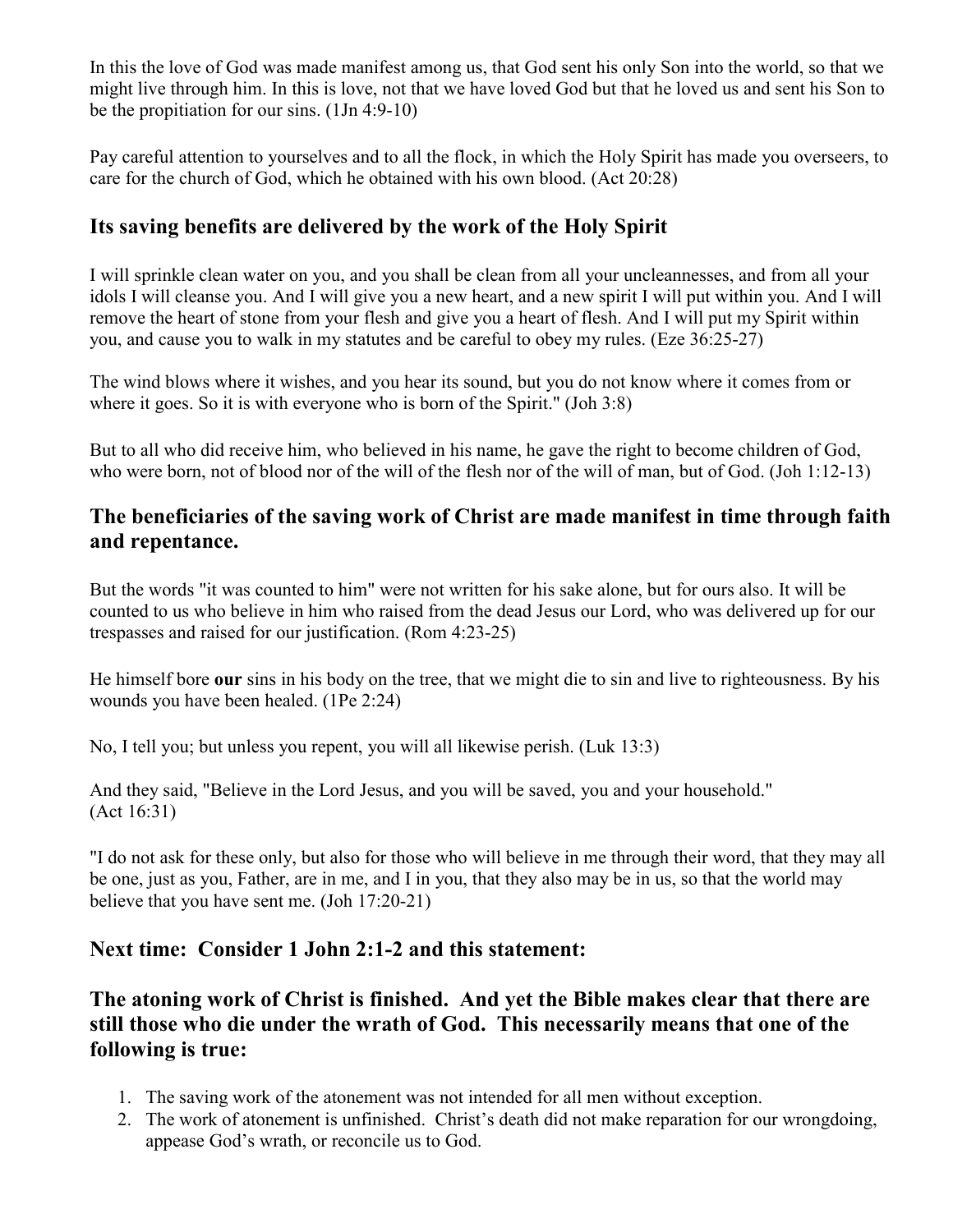In this the love of God was made manifest among us, that God sent his only Son into the world, so that we might live through him. In this is love, not that we have loved God but that he loved us and sent his Son to be the propitiation for our sins. (1Jn 4:9-10)

Pay careful attention to yourselves and to all the flock, in which the Holy Spirit has made you overseers, to care for the church of God, which he obtained with his own blood. (Act 20:28)

## Its saving benefits are delivered by the work of the Holy Spirit

I will sprinkle clean water on you, and you shall be clean from all your uncleannesses, and from all your idols I will cleanse you. And I will give you a new heart, and a new spirit I will put within you. And I will remove the heart of stone from your flesh and give you a heart of flesh. And I will put my Spirit within you, and cause you to walk in my statutes and be careful to obey my rules. (Eze 36:25-27)

The wind blows where it wishes, and you hear its sound, but you do not know where it comes from or where it goes. So it is with everyone who is born of the Spirit." (Joh 3:8)

But to all who did receive him, who believed in his name, he gave the right to become children of God, who were born, not of blood nor of the will of the flesh nor of the will of man, but of God. (Joh 1:12-13)

## The beneficiaries of the saving work of Christ are made manifest in time through faith and repentance.

But the words "it was counted to him" were not written for his sake alone, but for ours also. It will be counted to us who believe in him who raised from the dead Jesus our Lord, who was delivered up for our trespasses and raised for our justification. (Rom 4:23-25)

He himself bore **our** sins in his body on the tree, that we might die to sin and live to righteousness. By his wounds you have been healed. (1Pe 2:24)

No, I tell you; but unless you repent, you will all likewise perish. (Luk 13:3)

And they said, "Believe in the Lord Jesus, and you will be saved, you and your household." (Act 16:31)

"I do not ask for these only, but also for those who will believe in me through their word, that they may all be one, just as you, Father, are in me, and I in you, that they also may be in us, so that the world may believe that you have sent me. (Joh 17:20-21)

## Next time: Consider 1 John 2:1-2 and this statement:

## The atoning work of Christ is finished. And yet the Bible makes clear that there are still those who die under the wrath of God. This necessarily means that one of the following is true:

1. The saving work of the atonement was not intended for all men without exception.
2. The work of atonement is unfinished. Christ's death did not make reparation for our wrongdoing, appease God's wrath, or reconcile us to God.